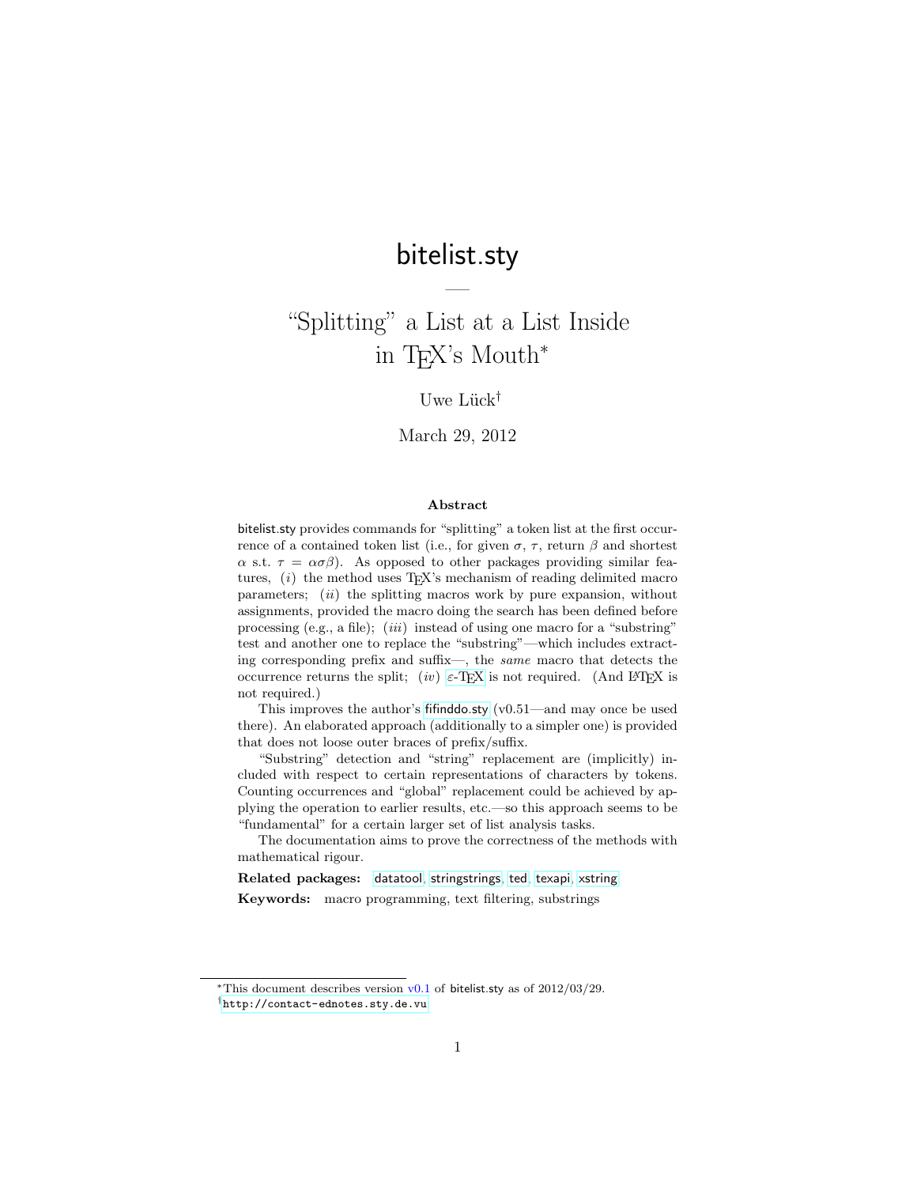# bitelist.sty

## "Splitting" a List at a List Inside in TEX's Mouth*

Uwe Lück†

March 29, 2012

**Abstract**

bitelist.sty provides commands for "splitting" a token list at the first occurrence of a contained token list (i.e., for given $\sigma$, $\tau$, return $\beta$ and shortest $\alpha$ s.t. $\tau = \alpha\sigma\beta$). As opposed to other packages providing similar features, (*i*) the method uses TEX's mechanism of reading delimited macro parameters; (*ii*) the splitting macros work by pure expansion, without assignments, provided the macro doing the search has been defined before processing (e.g., a file); (*iii*) instead of using one macro for a "substring" test and another one to replace the "substring"—which includes extracting corresponding prefix and suffix—, the *same* macro that detects the occurrence returns the split; (*iv*) $\varepsilon$-TEX is not required. (And LATEX is not required.)

This improves the author's fifinddo.sty (v0.51—and may once be used there). An elaborated approach (additionally to a simpler one) is provided that does not loose outer braces of prefix/suffix.

"Substring" detection and "string" replacement are (implicitly) included with respect to certain representations of characters by tokens. Counting occurrences and "global" replacement could be achieved by applying the operation to earlier results, etc.—so this approach seems to be "fundamental" for a certain larger set of list analysis tasks.

The documentation aims to prove the correctness of the methods with mathematical rigour.

**Related packages:** datatool, stringstrings, ted, texapi, xstring

**Keywords:** macro programming, text filtering, substrings

---

*This document describes version v0.1 of bitelist.sty as of 2012/03/29.

†http://contact-ednotes.sty.de.vu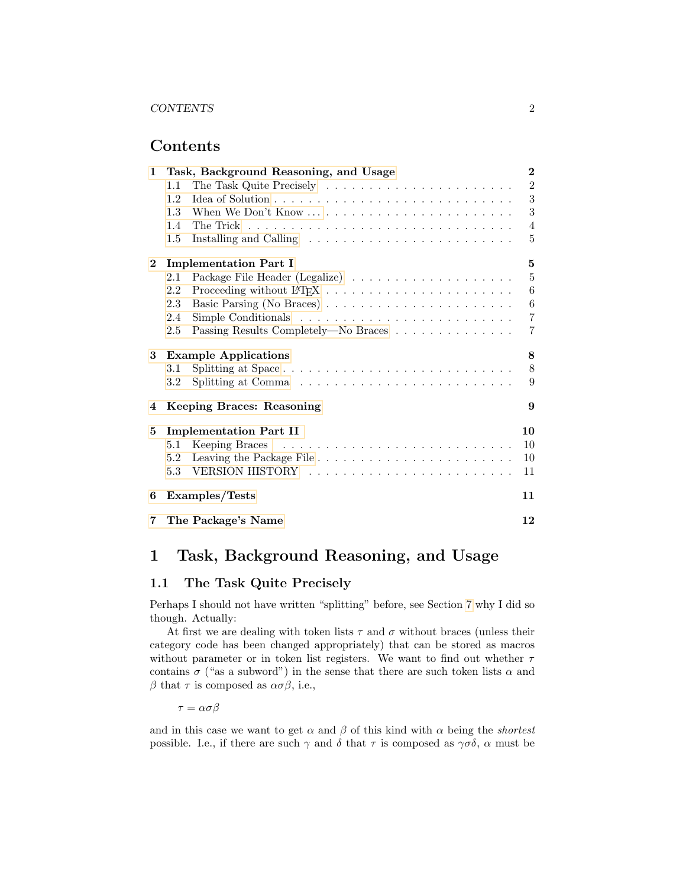## Contents

1 Task, Background Reasoning, and Usage — 2
- 1.1 The Task Quite Precisely — 2
- 1.2 Idea of Solution — 3
- 1.3 When We Don't Know … — 3
- 1.4 The Trick — 4
- 1.5 Installing and Calling — 5

2 Implementation Part I — 5
- 2.1 Package File Header (Legalize) — 5
- 2.2 Proceeding without LaTeX — 6
- 2.3 Basic Parsing (No Braces) — 6
- 2.4 Simple Conditionals — 7
- 2.5 Passing Results Completely—No Braces — 7

3 Example Applications — 8
- 3.1 Splitting at Space — 8
- 3.2 Splitting at Comma — 9

4 Keeping Braces: Reasoning — 9

5 Implementation Part II — 10
- 5.1 Keeping Braces — 10
- 5.2 Leaving the Package File — 10
- 5.3 VERSION HISTORY — 11

6 Examples/Tests — 11

7 The Package's Name — 12

# 1 Task, Background Reasoning, and Usage

## 1.1 The Task Quite Precisely

Perhaps I should not have written "splitting" before, see Section 7 why I did so though. Actually:

At first we are dealing with token lists $\tau$ and $\sigma$ without braces (unless their category code has been changed appropriately) that can be stored as macros without parameter or in token list registers. We want to find out whether $\tau$ contains $\sigma$ ("as a subword") in the sense that there are such token lists $\alpha$ and $\beta$ that $\tau$ is composed as $\alpha\sigma\beta$, i.e.,

$$\tau = \alpha\sigma\beta$$

and in this case we want to get $\alpha$ and $\beta$ of this kind with $\alpha$ being the *shortest* possible. I.e., if there are such $\gamma$ and $\delta$ that $\tau$ is composed as $\gamma\sigma\delta$, $\alpha$ must be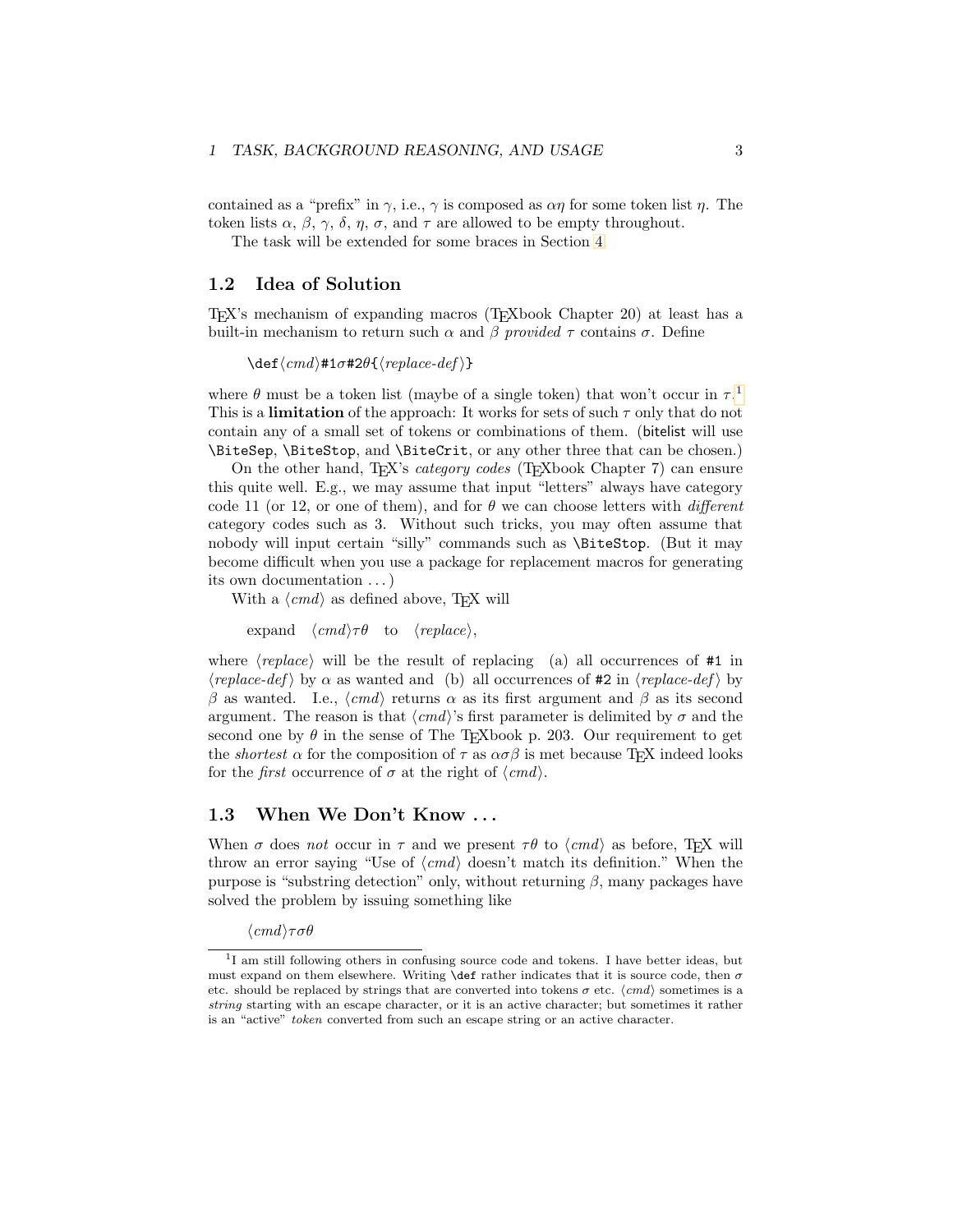contained as a "prefix" in $\gamma$, i.e., $\gamma$ is composed as $\alpha\eta$ for some token list $\eta$. The token lists $\alpha$, $\beta$, $\gamma$, $\delta$, $\eta$, $\sigma$, and $\tau$ are allowed to be empty throughout.

The task will be extended for some braces in Section 4.

## 1.2 Idea of Solution

TeX's mechanism of expanding macros (TeXbook Chapter 20) at least has a built-in mechanism to return such $\alpha$ and $\beta$ *provided* $\tau$ contains $\sigma$. Define

`\def`⟨*cmd*⟩`#1`$\sigma$`#2`$\theta$`{`⟨*replace-def*⟩`}`

where $\theta$ must be a token list (maybe of a single token) that won't occur in $\tau$.[1] This is a **limitation** of the approach: It works for sets of such $\tau$ only that do not contain any of a small set of tokens or combinations of them. (bitelist will use `\BiteSep`, `\BiteStop`, and `\BiteCrit`, or any other three that can be chosen.)

On the other hand, TeX's *category codes* (TeXbook Chapter 7) can ensure this quite well. E.g., we may assume that input "letters" always have category code 11 (or 12, or one of them), and for $\theta$ we can choose letters with *different* category codes such as 3. Without such tricks, you may often assume that nobody will input certain "silly" commands such as `\BiteStop`. (But it may become difficult when you use a package for replacement macros for generating its own documentation ... )

With a ⟨*cmd*⟩ as defined above, TeX will

expand ⟨*cmd*⟩$\tau\theta$ to ⟨*replace*⟩,

where ⟨*replace*⟩ will be the result of replacing (a) all occurrences of `#1` in ⟨*replace-def*⟩ by $\alpha$ as wanted and (b) all occurrences of `#2` in ⟨*replace-def*⟩ by $\beta$ as wanted. I.e., ⟨*cmd*⟩ returns $\alpha$ as its first argument and $\beta$ as its second argument. The reason is that ⟨*cmd*⟩'s first parameter is delimited by $\sigma$ and the second one by $\theta$ in the sense of The TeXbook p. 203. Our requirement to get the *shortest* $\alpha$ for the composition of $\tau$ as $\alpha\sigma\beta$ is met because TeX indeed looks for the *first* occurrence of $\sigma$ at the right of ⟨*cmd*⟩.

## 1.3 When We Don't Know ...

When $\sigma$ does *not* occur in $\tau$ and we present $\tau\theta$ to ⟨*cmd*⟩ as before, TeX will throw an error saying "Use of ⟨*cmd*⟩ doesn't match its definition." When the purpose is "substring detection" only, without returning $\beta$, many packages have solved the problem by issuing something like

⟨*cmd*⟩$\tau\sigma\theta$

[1] I am still following others in confusing source code and tokens. I have better ideas, but must expand on them elsewhere. Writing `\def` rather indicates that it is source code, then $\sigma$ etc. should be replaced by strings that are converted into tokens $\sigma$ etc. ⟨*cmd*⟩ sometimes is a *string* starting with an escape character, or it is an active character; but sometimes it rather is an "active" *token* converted from such an escape string or an active character.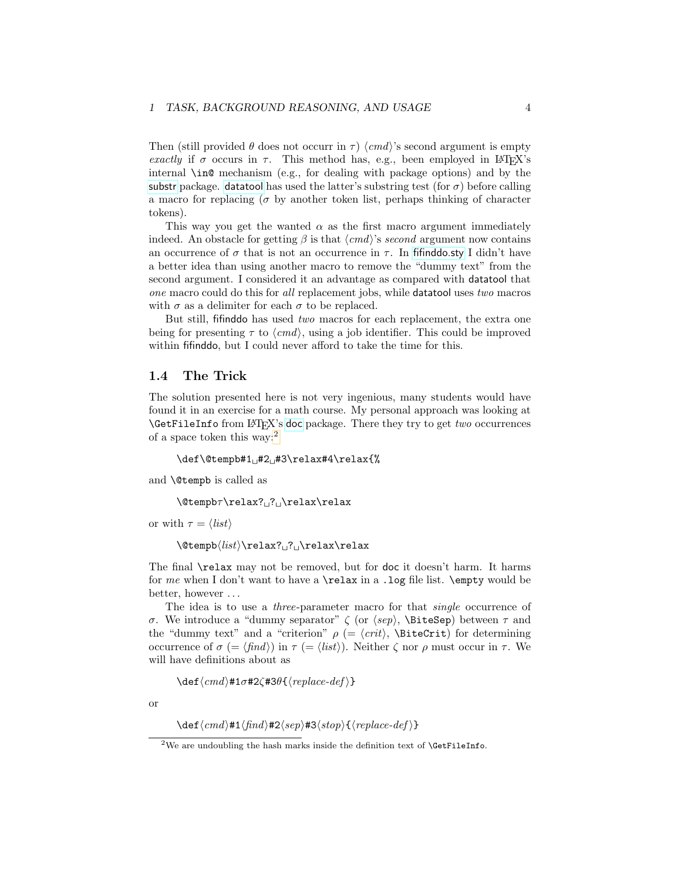Then (still provided $\theta$ does not occurr in $\tau$) ⟨*cmd*⟩'s second argument is empty *exactly* if $\sigma$ occurs in $\tau$. This method has, e.g., been employed in LaTeX's internal `\in@` mechanism (e.g., for dealing with package options) and by the substr package. datatool has used the latter's substring test (for $\sigma$) before calling a macro for replacing ($\sigma$ by another token list, perhaps thinking of character tokens).

This way you get the wanted $\alpha$ as the first macro argument immediately indeed. An obstacle for getting $\beta$ is that ⟨*cmd*⟩'s *second* argument now contains an occurrence of $\sigma$ that is not an occurrence in $\tau$. In fifinddo.sty I didn't have a better idea than using another macro to remove the "dummy text" from the second argument. I considered it an advantage as compared with datatool that *one* macro could do this for *all* replacement jobs, while datatool uses *two* macros with $\sigma$ as a delimiter for each $\sigma$ to be replaced.

But still, fifinddo has used *two* macros for each replacement, the extra one being for presenting $\tau$ to ⟨*cmd*⟩, using a job identifier. This could be improved within fifinddo, but I could never afford to take the time for this.

### 1.4 The Trick

The solution presented here is not very ingenious, many students would have found it in an exercise for a math course. My personal approach was looking at `\GetFileInfo` from LaTeX's doc package. There they try to get *two* occurrences of a space token this way:[2]

```
\def\@tempb#1␣#2␣#3\relax#4\relax{%
```

and `\@tempb` is called as

```
\@tempbτ\relax?␣?␣\relax\relax
```

or with $\tau$ = ⟨*list*⟩

```
\@tempb⟨list⟩\relax?␣?␣\relax\relax
```

The final `\relax` may not be removed, but for doc it doesn't harm. It harms for *me* when I don't want to have a `\relax` in a `.log` file list. `\empty` would be better, however ...

The idea is to use a *three*-parameter macro for that *single* occurrence of $\sigma$. We introduce a "dummy separator" $\zeta$ (or ⟨*sep*⟩, `\BiteSep`) between $\tau$ and the "dummy text" and a "criterion" $\rho$ (= ⟨*crit*⟩, `\BiteCrit`) for determining occurrence of $\sigma$ (= ⟨*find*⟩) in $\tau$ (= ⟨*list*⟩). Neither $\zeta$ nor $\rho$ must occur in $\tau$. We will have definitions about as

```
\def⟨cmd⟩#1σ#2ζ#3θ{⟨replace-def⟩}
```

or

```
\def⟨cmd⟩#1⟨find⟩#2⟨sep⟩#3⟨stop⟩{⟨replace-def⟩}
```

[2] We are undoubling the hash marks inside the definition text of `\GetFileInfo`.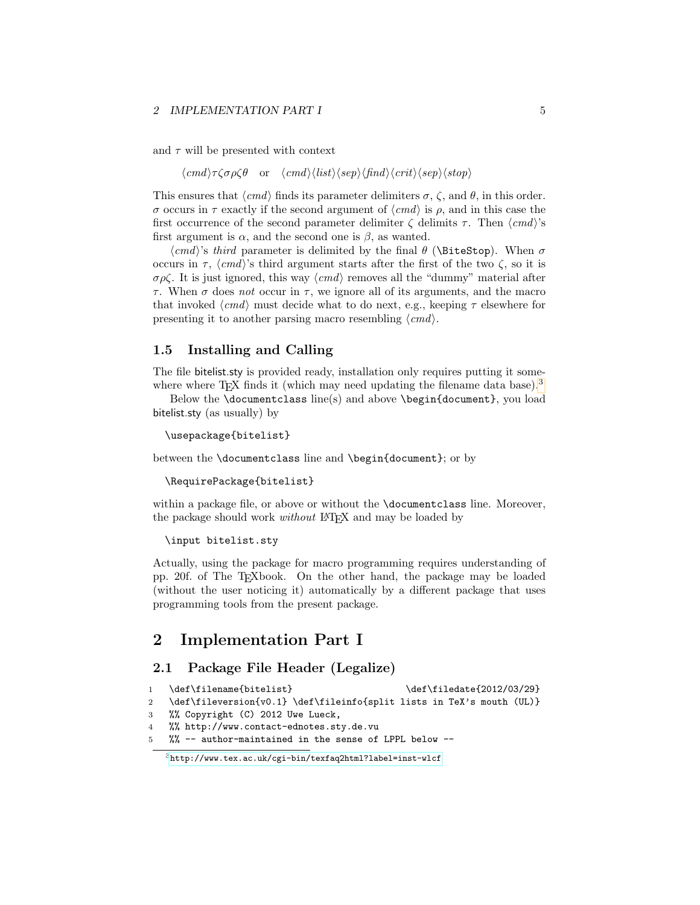and $\tau$ will be presented with context

$$\langle cmd\rangle\tau\zeta\sigma\rho\zeta\theta \quad \text{or} \quad \langle cmd\rangle\langle list\rangle\langle sep\rangle\langle find\rangle\langle crit\rangle\langle sep\rangle\langle stop\rangle$$

This ensures that $\langle cmd\rangle$ finds its parameter delimiters $\sigma$, $\zeta$, and $\theta$, in this order. $\sigma$ occurs in $\tau$ exactly if the second argument of $\langle cmd\rangle$ is $\rho$, and in this case the first occurrence of the second parameter delimiter $\zeta$ delimits $\tau$. Then $\langle cmd\rangle$'s first argument is $\alpha$, and the second one is $\beta$, as wanted.

$\langle cmd\rangle$'s *third* parameter is delimited by the final $\theta$ (`\BiteStop`). When $\sigma$ occurs in $\tau$, $\langle cmd\rangle$'s third argument starts after the first of the two $\zeta$, so it is $\sigma\rho\zeta$. It is just ignored, this way $\langle cmd\rangle$ removes all the "dummy" material after $\tau$. When $\sigma$ does *not* occur in $\tau$, we ignore all of its arguments, and the macro that invoked $\langle cmd\rangle$ must decide what to do next, e.g., keeping $\tau$ elsewhere for presenting it to another parsing macro resembling $\langle cmd\rangle$.

### 1.5 Installing and Calling

The file bitelist.sty is provided ready, installation only requires putting it somewhere where TeX finds it (which may need updating the filename data base).[3]

Below the `\documentclass` line(s) and above `\begin{document}`, you load bitelist.sty (as usually) by

```
\usepackage{bitelist}
```

between the `\documentclass` line and `\begin{document}`; or by

```
\RequirePackage{bitelist}
```

within a package file, or above or without the `\documentclass` line. Moreover, the package should work *without* LaTeX and may be loaded by

```
\input bitelist.sty
```

Actually, using the package for macro programming requires understanding of pp. 20f. of The TeXbook. On the other hand, the package may be loaded (without the user noticing it) automatically by a different package that uses programming tools from the present package.

## 2 Implementation Part I

### 2.1 Package File Header (Legalize)

```
1  \def\filename{bitelist}                    \def\filedate{2012/03/29}
2  \def\fileversion{v0.1} \def\fileinfo{split lists in TeX's mouth (UL)}
3  %% Copyright (C) 2012 Uwe Lueck,
4  %% http://www.contact-ednotes.sty.de.vu
5  %% -- author-maintained in the sense of LPPL below --
```

[3] http://www.tex.ac.uk/cgi-bin/texfaq2html?label=inst-wlcf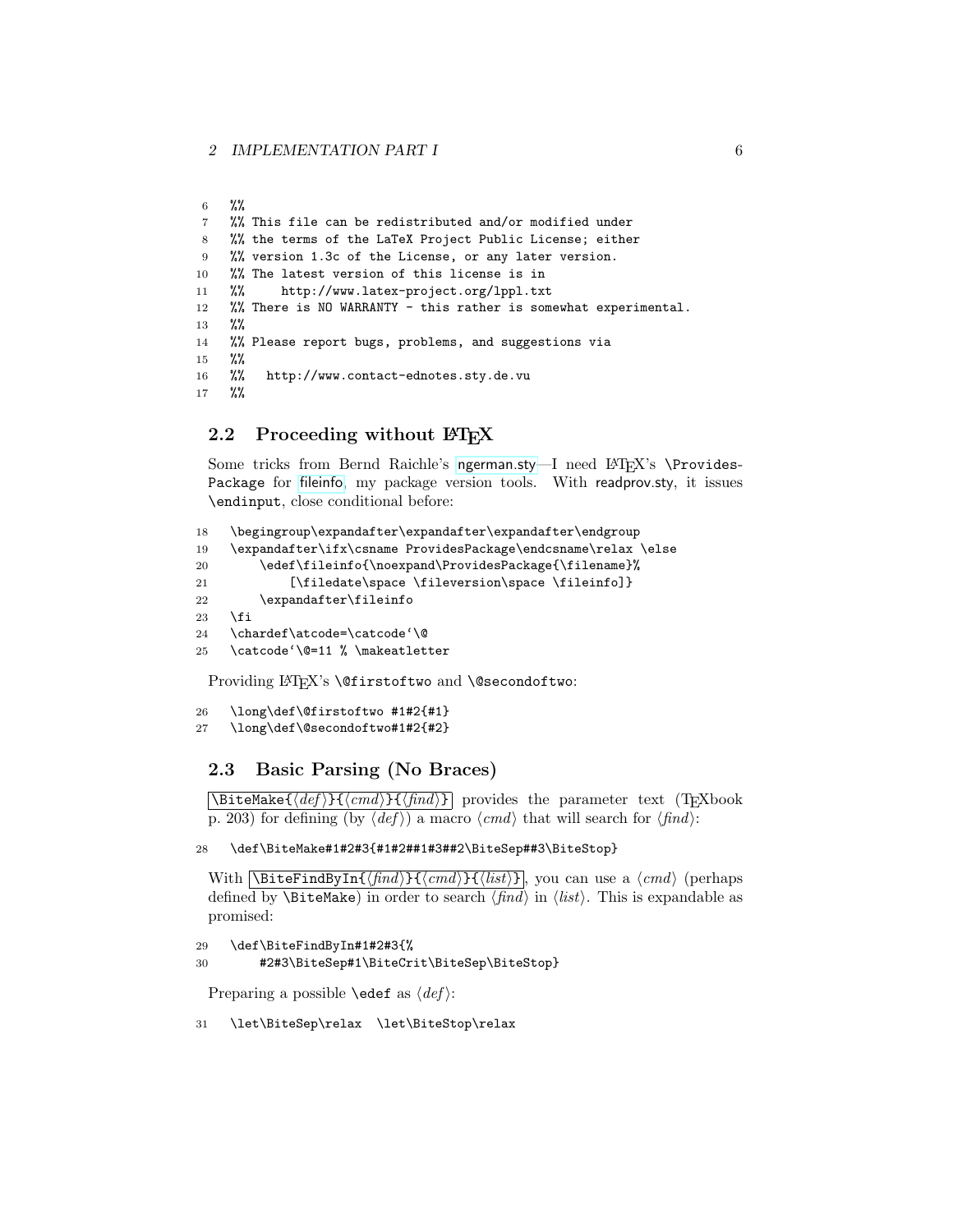```
6   %%
7   %% This file can be redistributed and/or modified under
8   %% the terms of the LaTeX Project Public License; either
9   %% version 1.3c of the License, or any later version.
10  %% The latest version of this license is in
11  %%     http://www.latex-project.org/lppl.txt
12  %% There is NO WARRANTY - this rather is somewhat experimental.
13  %%
14  %% Please report bugs, problems, and suggestions via
15  %%
16  %%   http://www.contact-ednotes.sty.de.vu
17  %%
```

### 2.2 Proceeding without LaTeX

Some tricks from Bernd Raichle's ngerman.sty—I need LaTeX's `\ProvidesPackage` for fileinfo, my package version tools. With readprov.sty, it issues `\endinput`, close conditional before:

```
18  \begingroup\expandafter\expandafter\expandafter\endgroup
19  \expandafter\ifx\csname ProvidesPackage\endcsname\relax \else
20      \edef\fileinfo{\noexpand\ProvidesPackage{\filename}%
21          [\filedate\space \fileversion\space \fileinfo]}
22      \expandafter\fileinfo
23  \fi
24  \chardef\atcode=\catcode`\@
25  \catcode`\@=11 % \makeatletter
```

Providing LaTeX's `\@firstoftwo` and `\@secondoftwo`:

```
26  \long\def\@firstoftwo #1#2{#1}
27  \long\def\@secondoftwo#1#2{#2}
```

### 2.3 Basic Parsing (No Braces)

`\BiteMake{⟨def⟩}{⟨cmd⟩}{⟨find⟩}` provides the parameter text (TeXbook p. 203) for defining (by ⟨*def*⟩) a macro ⟨*cmd*⟩ that will search for ⟨*find*⟩:

```
28  \def\BiteMake#1#2#3{#1#2##1#3##2\BiteSep##3\BiteStop}
```

With `\BiteFindByIn{⟨find⟩}{⟨cmd⟩}{⟨list⟩}`, you can use a ⟨*cmd*⟩ (perhaps defined by `\BiteMake`) in order to search ⟨*find*⟩ in ⟨*list*⟩. This is expandable as promised:

```
29  \def\BiteFindByIn#1#2#3{%
30      #2#3\BiteSep#1\BiteCrit\BiteSep\BiteStop}
```

Preparing a possible `\edef` as ⟨*def*⟩:

```
31  \let\BiteSep\relax  \let\BiteStop\relax
```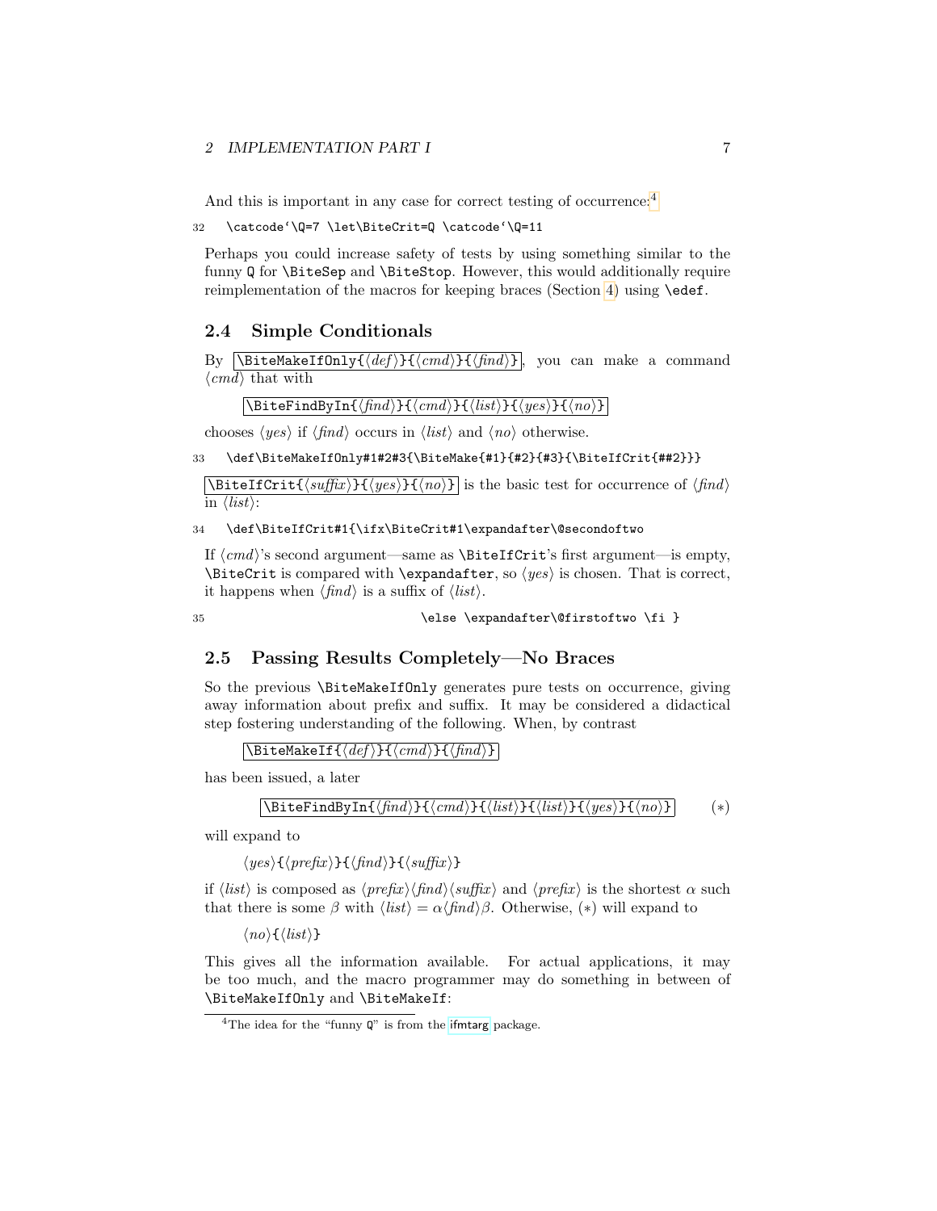And this is important in any case for correct testing of occurrence:[4]

```
32   \catcode`\Q=7 \let\BiteCrit=Q \catcode`\Q=11
```

Perhaps you could increase safety of tests by using something similar to the funny `Q` for `\BiteSep` and `\BiteStop`. However, this would additionally require reimplementation of the macros for keeping braces (Section 4) using `\edef`.

## 2.4 Simple Conditionals

By `\BiteMakeIfOnly{⟨def⟩}{⟨cmd⟩}{⟨find⟩}`, you can make a command ⟨*cmd*⟩ that with

`\BiteFindByIn{⟨find⟩}{⟨cmd⟩}{⟨list⟩}{⟨yes⟩}{⟨no⟩}`

chooses ⟨*yes*⟩ if ⟨*find*⟩ occurs in ⟨*list*⟩ and ⟨*no*⟩ otherwise.

```
33   \def\BiteMakeIfOnly#1#2#3{\BiteMake{#1}{#2}{#3}{\BiteIfCrit{##2}}}
```

`\BiteIfCrit{⟨suffix⟩}{⟨yes⟩}{⟨no⟩}` is the basic test for occurrence of ⟨*find*⟩ in ⟨*list*⟩:

```
34   \def\BiteIfCrit#1{\ifx\BiteCrit#1\expandafter\@secondoftwo
```

If ⟨*cmd*⟩'s second argument—same as `\BiteIfCrit`'s first argument—is empty, `\BiteCrit` is compared with `\expandafter`, so ⟨*yes*⟩ is chosen. That is correct, it happens when ⟨*find*⟩ is a suffix of ⟨*list*⟩.

```
35                                   \else \expandafter\@firstoftwo \fi }
```

## 2.5 Passing Results Completely—No Braces

So the previous `\BiteMakeIfOnly` generates pure tests on occurrence, giving away information about prefix and suffix. It may be considered a didactical step fostering understanding of the following. When, by contrast

`\BiteMakeIf{⟨def⟩}{⟨cmd⟩}{⟨find⟩}`

has been issued, a later

`\BiteFindByIn{⟨find⟩}{⟨cmd⟩}{⟨list⟩}{⟨list⟩}{⟨yes⟩}{⟨no⟩}` $(*)$

will expand to

⟨*yes*⟩`{`⟨*prefix*⟩`}{`⟨*find*⟩`}{`⟨*suffix*⟩`}`

if ⟨*list*⟩ is composed as ⟨*prefix*⟩⟨*find*⟩⟨*suffix*⟩ and ⟨*prefix*⟩ is the shortest $\alpha$ such that there is some $\beta$ with ⟨*list*⟩ $= \alpha$⟨*find*⟩$\beta$. Otherwise, $(*)$ will expand to

⟨*no*⟩`{`⟨*list*⟩`}`

This gives all the information available. For actual applications, it may be too much, and the macro programmer may do something in between of `\BiteMakeIfOnly` and `\BiteMakeIf`:

[4] The idea for the "funny `Q`" is from the ifmtarg package.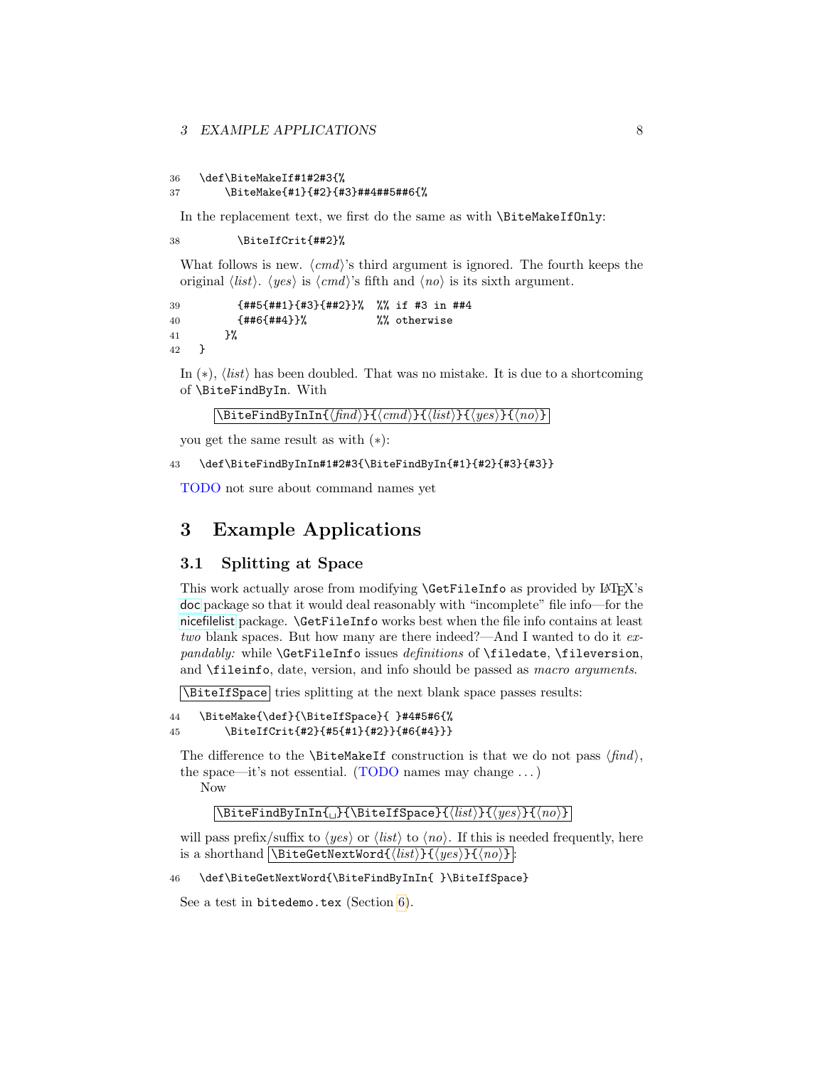```
36 \def\BiteMakeIf#1#2#3{%
37     \BiteMake{#1}{#2}{#3}##4##5##6{%
```

In the replacement text, we first do the same as with `\BiteMakeIfOnly`:

```
38         \BiteIfCrit{##2}%
```

What follows is new. ⟨*cmd*⟩'s third argument is ignored. The fourth keeps the original ⟨*list*⟩. ⟨*yes*⟩ is ⟨*cmd*⟩'s fifth and ⟨*no*⟩ is its sixth argument.

```
39         {##5{##1}{#3}{##2}}%  %% if #3 in ##4
40         {##6{##4}}%           %% otherwise
41     }%
42 }
```

In (∗), ⟨*list*⟩ has been doubled. That was no mistake. It is due to a shortcoming of `\BiteFindByIn`. With

`\BiteFindByInIn{⟨find⟩}{⟨cmd⟩}{⟨list⟩}{⟨yes⟩}{⟨no⟩}`

you get the same result as with (∗):

```
43 \def\BiteFindByInIn#1#2#3{\BiteFindByIn{#1}{#2}{#3}{#3}}
```

TODO not sure about command names yet

# 3 Example Applications

## 3.1 Splitting at Space

This work actually arose from modifying `\GetFileInfo` as provided by LaTeX's doc package so that it would deal reasonably with "incomplete" file info—for the nicefilelist package. `\GetFileInfo` works best when the file info contains at least *two* blank spaces. But how many are there indeed?—And I wanted to do it *expandably:* while `\GetFileInfo` issues *definitions* of `\filedate`, `\fileversion`, and `\fileinfo`, date, version, and info should be passed as *macro arguments*.

`\BiteIfSpace` tries splitting at the next blank space passes results:

```
44 \BiteMake{\def}{\BiteIfSpace}{ }#4#5#6{%
45     \BiteIfCrit{#2}{#5{#1}{#2}}{#6{#4}}}
```

The difference to the `\BiteMakeIf` construction is that we do not pass ⟨*find*⟩, the space—it's not essential. (TODO names may change . . . )

Now

`\BiteFindByInIn{␣}{\BiteIfSpace}{⟨list⟩}{⟨yes⟩}{⟨no⟩}`

will pass prefix/suffix to ⟨*yes*⟩ or ⟨*list*⟩ to ⟨*no*⟩. If this is needed frequently, here is a shorthand `\BiteGetNextWord{⟨list⟩}{⟨yes⟩}{⟨no⟩}`:

```
46 \def\BiteGetNextWord{\BiteFindByInIn{ }\BiteIfSpace}
```

See a test in `bitedemo.tex` (Section 6).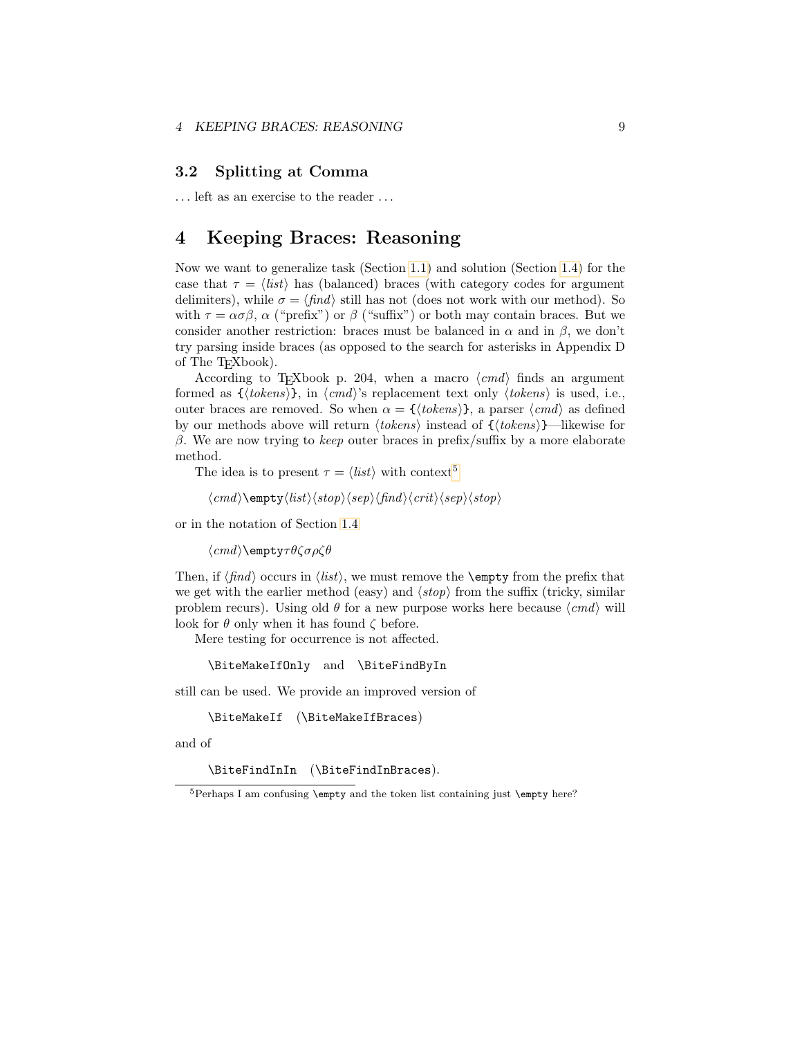## 3.2 Splitting at Comma

... left as an exercise to the reader ...

# 4 Keeping Braces: Reasoning

Now we want to generalize task (Section 1.1) and solution (Section 1.4) for the case that $\tau = \langle list \rangle$ has (balanced) braces (with category codes for argument delimiters), while $\sigma = \langle find \rangle$ still has not (does not work with our method). So with $\tau = \alpha\sigma\beta$, $\alpha$ ("prefix") or $\beta$ ("suffix") or both may contain braces. But we consider another restriction: braces must be balanced in $\alpha$ and in $\beta$, we don't try parsing inside braces (as opposed to the search for asterisks in Appendix D of The TeXbook).

According to TeXbook p. 204, when a macro $\langle cmd \rangle$ finds an argument formed as `{`$\langle tokens \rangle$`}`, in $\langle cmd \rangle$'s replacement text only $\langle tokens \rangle$ is used, i.e., outer braces are removed. So when $\alpha =$ `{`$\langle tokens \rangle$`}`, a parser $\langle cmd \rangle$ as defined by our methods above will return $\langle tokens \rangle$ instead of `{`$\langle tokens \rangle$`}`—likewise for $\beta$. We are now trying to *keep* outer braces in prefix/suffix by a more elaborate method.

The idea is to present $\tau = \langle list \rangle$ with context[5]

$\langle cmd \rangle$`\empty`$\langle list \rangle\langle stop \rangle\langle sep \rangle\langle find \rangle\langle crit \rangle\langle sep \rangle\langle stop \rangle$

or in the notation of Section 1.4

$\langle cmd \rangle$`\empty`$\tau\theta\zeta\sigma\rho\zeta\theta$

Then, if $\langle find \rangle$ occurs in $\langle list \rangle$, we must remove the `\empty` from the prefix that we get with the earlier method (easy) and $\langle stop \rangle$ from the suffix (tricky, similar problem recurs). Using old $\theta$ for a new purpose works here because $\langle cmd \rangle$ will look for $\theta$ only when it has found $\zeta$ before.

Mere testing for occurrence is not affected.

`\BiteMakeIfOnly` and `\BiteFindByIn`

still can be used. We provide an improved version of

`\BiteMakeIf` (`\BiteMakeIfBraces`)

and of

`\BiteFindInIn` (`\BiteFindInBraces`).

[5] Perhaps I am confusing `\empty` and the token list containing just `\empty` here?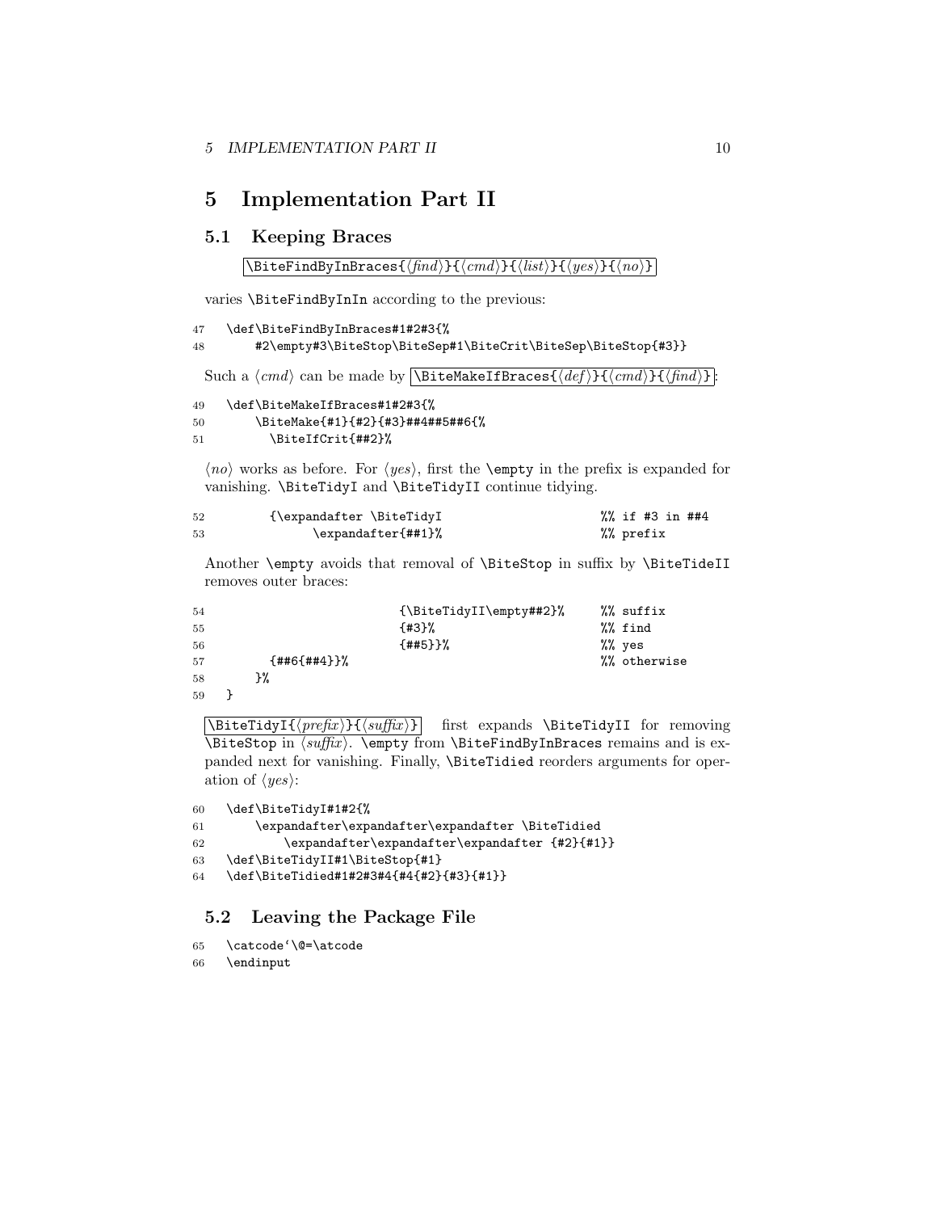# 5 Implementation Part II

## 5.1 Keeping Braces

`\BiteFindByInBraces{⟨find⟩}{⟨cmd⟩}{⟨list⟩}{⟨yes⟩}{⟨no⟩}`

varies `\BiteFindByInIn` according to the previous:

```
47  \def\BiteFindByInBraces#1#2#3{%
48      #2\empty#3\BiteStop\BiteSep#1\BiteCrit\BiteSep\BiteStop{#3}}
```

Such a ⟨*cmd*⟩ can be made by `\BiteMakeIfBraces{⟨def⟩}{⟨cmd⟩}{⟨find⟩}`:

```
49  \def\BiteMakeIfBraces#1#2#3{%
50      \BiteMake{#1}{#2}{#3}##4##5##6{%
51        \BiteIfCrit{##2}%
```

⟨*no*⟩ works as before. For ⟨*yes*⟩, first the `\empty` in the prefix is expanded for vanishing. `\BiteTidyI` and `\BiteTidyII` continue tidying.

```
52        {\expandafter \BiteTidyI                    %% if #3 in ##4
53             \expandafter{##1}%                      %% prefix
```

Another `\empty` avoids that removal of `\BiteStop` in suffix by `\BiteTideII` removes outer braces:

```
54                        {\BiteTidyII\empty##2}%     %% suffix
55                        {#3}%                       %% find
56                        {##5}}%                     %% yes
57        {##6{##4}}%                                 %% otherwise
58      }%
59  }
```

`\BiteTidyI{⟨prefix⟩}{⟨suffix⟩}` first expands `\BiteTidyII` for removing `\BiteStop` in ⟨*suffix*⟩. `\empty` from `\BiteFindByInBraces` remains and is expanded next for vanishing. Finally, `\BiteTidied` reorders arguments for operation of ⟨*yes*⟩:

```
60  \def\BiteTidyI#1#2{%
61      \expandafter\expandafter\expandafter \BiteTidied
62          \expandafter\expandafter\expandafter {#2}{#1}}
63  \def\BiteTidyII#1\BiteStop{#1}
64  \def\BiteTidied#1#2#3#4{#4{#2}{#3}{#1}}
```

## 5.2 Leaving the Package File

```
65  \catcode`\@=\atcode
66  \endinput
```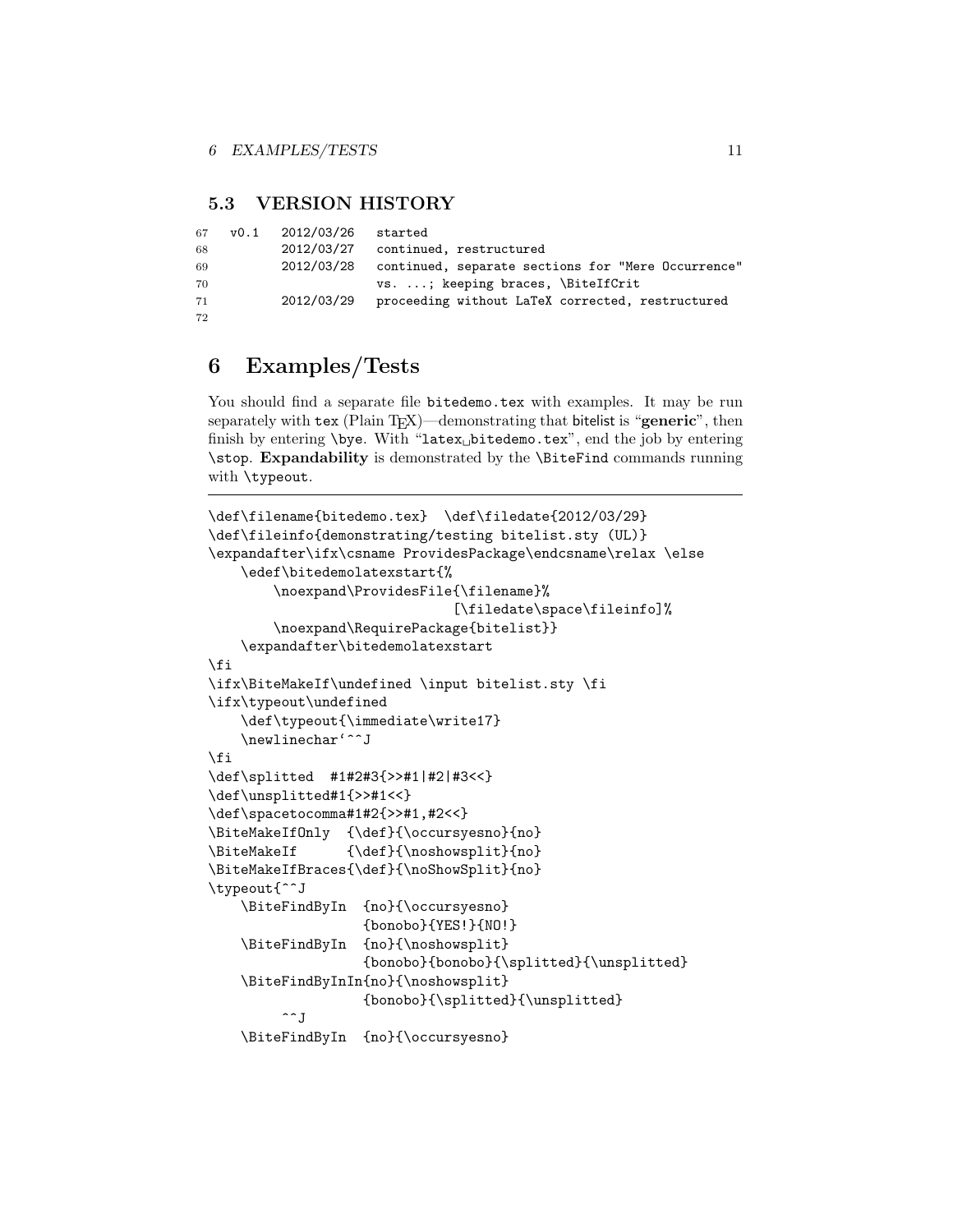### 5.3 VERSION HISTORY

```
67  v0.1   2012/03/26   started
68         2012/03/27   continued, restructured
69         2012/03/28   continued, separate sections for "Mere Occurrence"
70                      vs. ...; keeping braces, \BiteIfCrit
71         2012/03/29   proceeding without LaTeX corrected, restructured
72
```

## 6 Examples/Tests

You should find a separate file `bitedemo.tex` with examples. It may be run separately with `tex` (Plain TEX)—demonstrating that bitelist is "**generic**", then finish by entering `\bye`. With "`latex␣bitedemo.tex`", end the job by entering `\stop`. **Expandability** is demonstrated by the `\BiteFind` commands running with `\typeout`.

---

```
\def\filename{bitedemo.tex}  \def\filedate{2012/03/29}
\def\fileinfo{demonstrating/testing bitelist.sty (UL)}
\expandafter\ifx\csname ProvidesPackage\endcsname\relax \else
    \edef\bitedemolatexstart{%
        \noexpand\ProvidesFile{\filename}%
                            [\filedate\space\fileinfo]%
        \noexpand\RequirePackage{bitelist}}
    \expandafter\bitedemolatexstart
\fi
\ifx\BiteMakeIf\undefined \input bitelist.sty \fi
\ifx\typeout\undefined
    \def\typeout{\immediate\write17}
    \newlinechar`^^J
\fi
\def\splitted  #1#2#3{>>#1|#2|#3<<}
\def\unsplitted#1{>>#1<<}
\def\spacetocomma#1#2{>>#1,#2<<}
\BiteMakeIfOnly  {\def}{\occursyesno}{no}
\BiteMakeIf      {\def}{\noshowsplit}{no}
\BiteMakeIfBraces{\def}{\noShowSplit}{no}
\typeout{^^J
    \BiteFindByIn  {no}{\occursyesno}
                   {bonobo}{YES!}{NO!}
    \BiteFindByIn  {no}{\noshowsplit}
                   {bonobo}{bonobo}{\splitted}{\unsplitted}
    \BiteFindByInIn{no}{\noshowsplit}
                   {bonobo}{\splitted}{\unsplitted}
        ^^J
    \BiteFindByIn  {no}{\occursyesno}
```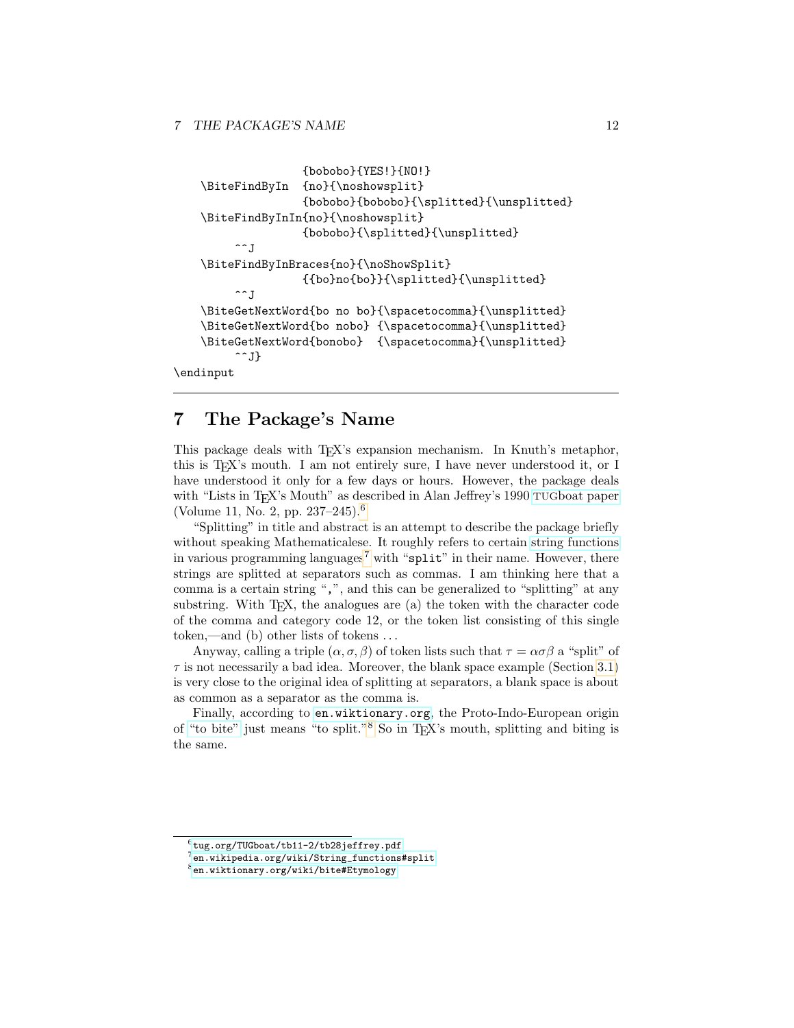```
                {bobobo}{YES!}{NO!}
    \BiteFindByIn  {no}{\noshowsplit}
                {bobobo}{bobobo}{\splitted}{\unsplitted}
    \BiteFindByInIn{no}{\noshowsplit}
                {bobobo}{\splitted}{\unsplitted}
        ^^J
    \BiteFindByInBraces{no}{\noShowSplit}
                {{bo}no{bo}}{\splitted}{\unsplitted}
        ^^J
    \BiteGetNextWord{bo no bo}{\spacetocomma}{\unsplitted}
    \BiteGetNextWord{bo nobo} {\spacetocomma}{\unsplitted}
    \BiteGetNextWord{bonobo}  {\spacetocomma}{\unsplitted}
        ^^J}
\endinput
```

---

## 7 The Package's Name

This package deals with TeX's expansion mechanism. In Knuth's metaphor, this is TeX's mouth. I am not entirely sure, I have never understood it, or I have understood it only for a few days or hours. However, the package deals with "Lists in TeX's Mouth" as described in Alan Jeffrey's 1990 TUGboat paper (Volume 11, No. 2, pp. 237–245).[6]

"Splitting" in title and abstract is an attempt to describe the package briefly without speaking Mathematicalese. It roughly refers to certain string functions in various programming languages[7] with "`split`" in their name. However, there strings are splitted at separators such as commas. I am thinking here that a comma is a certain string "`,`", and this can be generalized to "splitting" at any substring. With TeX, the analogues are (a) the token with the character code of the comma and category code 12, or the token list consisting of this single token,—and (b) other lists of tokens ...

Anyway, calling a triple $(\alpha, \sigma, \beta)$ of token lists such that $\tau = \alpha\sigma\beta$ a "split" of $\tau$ is not necessarily a bad idea. Moreover, the blank space example (Section 3.1) is very close to the original idea of splitting at separators, a blank space is about as common as a separator as the comma is.

Finally, according to `en.wiktionary.org`, the Proto-Indo-European origin of "to bite" just means "to split."[8] So in TeX's mouth, splitting and biting is the same.

---

[6] `tug.org/TUGboat/tb11-2/tb28jeffrey.pdf`
[7] `en.wikipedia.org/wiki/String_functions#split`
[8] `en.wiktionary.org/wiki/bite#Etymology`